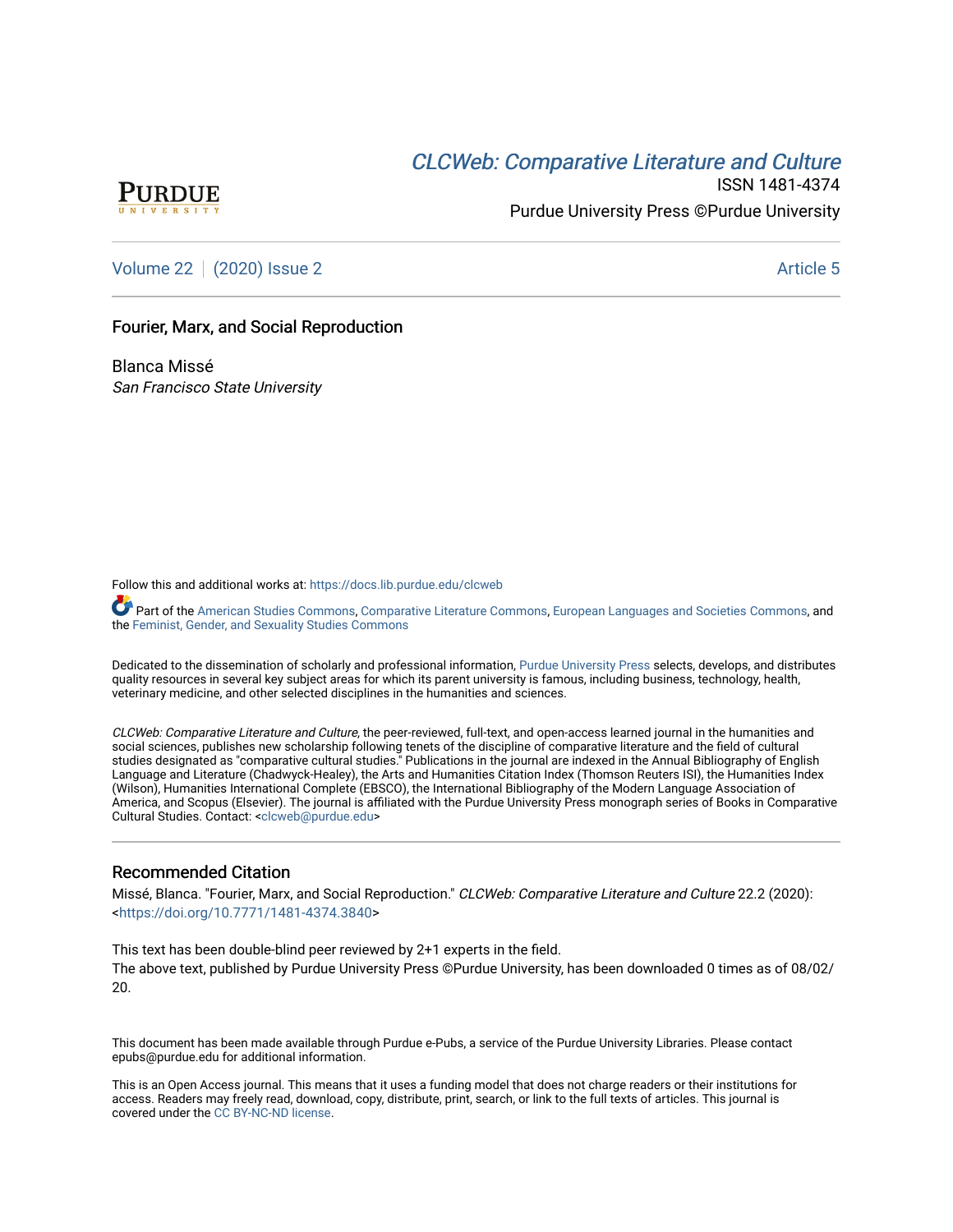CLCWeb: Comparative Literature and Culture

ISSN 1481-4374

Purdue University Press ©Purdue University

Volume 22 | (2020) Issue 2 — Article 5

# Fourier, Marx, and Social Reproduction

Blanca Missé
*San Francisco State University*

Follow this and additional works at: https://docs.lib.purdue.edu/clcweb

Part of the American Studies Commons, Comparative Literature Commons, European Languages and Societies Commons, and the Feminist, Gender, and Sexuality Studies Commons

Dedicated to the dissemination of scholarly and professional information, Purdue University Press selects, develops, and distributes quality resources in several key subject areas for which its parent university is famous, including business, technology, health, veterinary medicine, and other selected disciplines in the humanities and sciences.

*CLCWeb: Comparative Literature and Culture*, the peer-reviewed, full-text, and open-access learned journal in the humanities and social sciences, publishes new scholarship following tenets of the discipline of comparative literature and the field of cultural studies designated as "comparative cultural studies." Publications in the journal are indexed in the Annual Bibliography of English Language and Literature (Chadwyck-Healey), the Arts and Humanities Citation Index (Thomson Reuters ISI), the Humanities Index (Wilson), Humanities International Complete (EBSCO), the International Bibliography of the Modern Language Association of America, and Scopus (Elsevier). The journal is affiliated with the Purdue University Press monograph series of Books in Comparative Cultural Studies. Contact: <clcweb@purdue.edu>

## Recommended Citation

Missé, Blanca. "Fourier, Marx, and Social Reproduction." *CLCWeb: Comparative Literature and Culture* 22.2 (2020): <https://doi.org/10.7771/1481-4374.3840>

This text has been double-blind peer reviewed by 2+1 experts in the field.
The above text, published by Purdue University Press ©Purdue University, has been downloaded 0 times as of 08/02/20.

This document has been made available through Purdue e-Pubs, a service of the Purdue University Libraries. Please contact epubs@purdue.edu for additional information.

This is an Open Access journal. This means that it uses a funding model that does not charge readers or their institutions for access. Readers may freely read, download, copy, distribute, print, search, or link to the full texts of articles. This journal is covered under the CC BY-NC-ND license.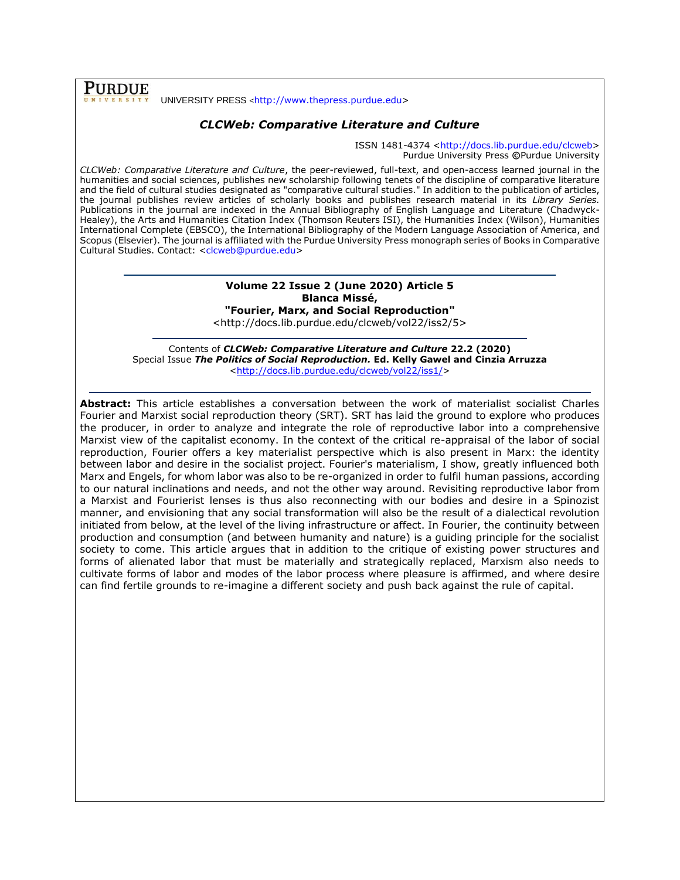UNIVERSITY PRESS <http://www.thepress.purdue.edu>

## *CLCWeb: Comparative Literature and Culture*

ISSN 1481-4374 <http://docs.lib.purdue.edu/clcweb>
Purdue University Press ©Purdue University

*CLCWeb: Comparative Literature and Culture*, the peer-reviewed, full-text, and open-access learned journal in the humanities and social sciences, publishes new scholarship following tenets of the discipline of comparative literature and the field of cultural studies designated as "comparative cultural studies." In addition to the publication of articles, the journal publishes review articles of scholarly books and publishes research material in its *Library Series.* Publications in the journal are indexed in the Annual Bibliography of English Language and Literature (Chadwyck-Healey), the Arts and Humanities Citation Index (Thomson Reuters ISI), the Humanities Index (Wilson), Humanities International Complete (EBSCO), the International Bibliography of the Modern Language Association of America, and Scopus (Elsevier). The journal is affiliated with the Purdue University Press monograph series of Books in Comparative Cultural Studies. Contact: <clcweb@purdue.edu>

---

**Volume 22 Issue 2 (June 2020) Article 5**
**Blanca Missé,**
**"Fourier, Marx, and Social Reproduction"**
<http://docs.lib.purdue.edu/clcweb/vol22/iss2/5>

---

Contents of ***CLCWeb: Comparative Literature and Culture*** **22.2 (2020)**
Special Issue ***The Politics of Social Reproduction.*** **Ed. Kelly Gawel and Cinzia Arruzza**
<http://docs.lib.purdue.edu/clcweb/vol22/iss1/>

---

**Abstract:** This article establishes a conversation between the work of materialist socialist Charles Fourier and Marxist social reproduction theory (SRT). SRT has laid the ground to explore who produces the producer, in order to analyze and integrate the role of reproductive labor into a comprehensive Marxist view of the capitalist economy. In the context of the critical re-appraisal of the labor of social reproduction, Fourier offers a key materialist perspective which is also present in Marx: the identity between labor and desire in the socialist project. Fourier's materialism, I show, greatly influenced both Marx and Engels, for whom labor was also to be re-organized in order to fulfil human passions, according to our natural inclinations and needs, and not the other way around. Revisiting reproductive labor from a Marxist and Fourierist lenses is thus also reconnecting with our bodies and desire in a Spinozist manner, and envisioning that any social transformation will also be the result of a dialectical revolution initiated from below, at the level of the living infrastructure or affect. In Fourier, the continuity between production and consumption (and between humanity and nature) is a guiding principle for the socialist society to come. This article argues that in addition to the critique of existing power structures and forms of alienated labor that must be materially and strategically replaced, Marxism also needs to cultivate forms of labor and modes of the labor process where pleasure is affirmed, and where desire can find fertile grounds to re-imagine a different society and push back against the rule of capital.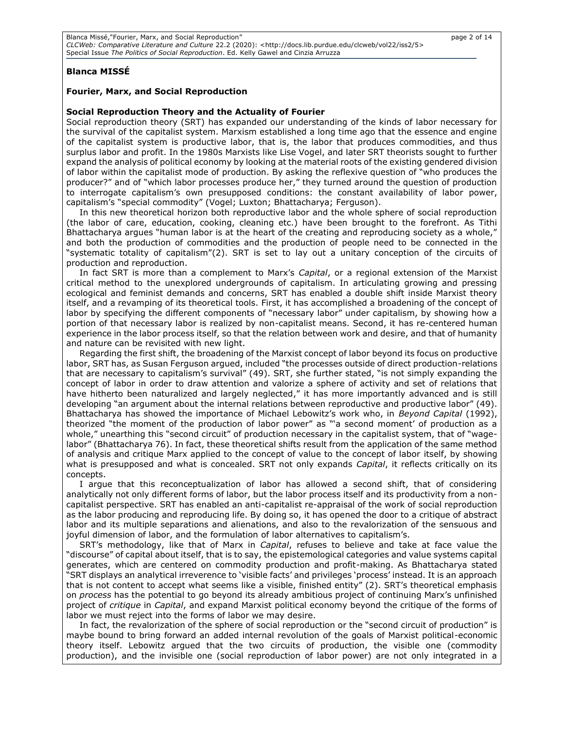**Blanca MISSÉ**

**Fourier, Marx, and Social Reproduction**

**Social Reproduction Theory and the Actuality of Fourier**

Social reproduction theory (SRT) has expanded our understanding of the kinds of labor necessary for the survival of the capitalist system. Marxism established a long time ago that the essence and engine of the capitalist system is productive labor, that is, the labor that produces commodities, and thus surplus labor and profit. In the 1980s Marxists like Lise Vogel, and later SRT theorists sought to further expand the analysis of political economy by looking at the material roots of the existing gendered division of labor within the capitalist mode of production. By asking the reflexive question of "who produces the producer?" and of "which labor processes produce her," they turned around the question of production to interrogate capitalism's own presupposed conditions: the constant availability of labor power, capitalism's "special commodity" (Vogel; Luxton; Bhattacharya; Ferguson).

In this new theoretical horizon both reproductive labor and the whole sphere of social reproduction (the labor of care, education, cooking, cleaning etc.) have been brought to the forefront. As Tithi Bhattacharya argues "human labor is at the heart of the creating and reproducing society as a whole," and both the production of commodities and the production of people need to be connected in the "systematic totality of capitalism"(2). SRT is set to lay out a unitary conception of the circuits of production and reproduction.

In fact SRT is more than a complement to Marx's *Capital*, or a regional extension of the Marxist critical method to the unexplored undergrounds of capitalism. In articulating growing and pressing ecological and feminist demands and concerns, SRT has enabled a double shift inside Marxist theory itself, and a revamping of its theoretical tools. First, it has accomplished a broadening of the concept of labor by specifying the different components of "necessary labor" under capitalism, by showing how a portion of that necessary labor is realized by non-capitalist means. Second, it has re-centered human experience in the labor process itself, so that the relation between work and desire, and that of humanity and nature can be revisited with new light.

Regarding the first shift, the broadening of the Marxist concept of labor beyond its focus on productive labor, SRT has, as Susan Ferguson argued, included "the processes outside of direct production-relations that are necessary to capitalism's survival" (49). SRT, she further stated, "is not simply expanding the concept of labor in order to draw attention and valorize a sphere of activity and set of relations that have hitherto been naturalized and largely neglected," it has more importantly advanced and is still developing "an argument about the internal relations between reproductive and productive labor" (49). Bhattacharya has showed the importance of Michael Lebowitz's work who, in *Beyond Capital* (1992), theorized "the moment of the production of labor power" as "'a second moment' of production as a whole," unearthing this "second circuit" of production necessary in the capitalist system, that of "wage-labor" (Bhattacharya 76). In fact, these theoretical shifts result from the application of the same method of analysis and critique Marx applied to the concept of value to the concept of labor itself, by showing what is presupposed and what is concealed. SRT not only expands *Capital*, it reflects critically on its concepts.

I argue that this reconceptualization of labor has allowed a second shift, that of considering analytically not only different forms of labor, but the labor process itself and its productivity from a non-capitalist perspective. SRT has enabled an anti-capitalist re-appraisal of the work of social reproduction as the labor producing and reproducing life. By doing so, it has opened the door to a critique of abstract labor and its multiple separations and alienations, and also to the revalorization of the sensuous and joyful dimension of labor, and the formulation of labor alternatives to capitalism's.

SRT's methodology, like that of Marx in *Capital*, refuses to believe and take at face value the "discourse" of capital about itself, that is to say, the epistemological categories and value systems capital generates, which are centered on commodity production and profit-making. As Bhattacharya stated "SRT displays an analytical irreverence to 'visible facts' and privileges 'process' instead. It is an approach that is not content to accept what seems like a visible, finished entity" (2). SRT's theoretical emphasis on *process* has the potential to go beyond its already ambitious project of continuing Marx's unfinished project of *critique* in *Capital*, and expand Marxist political economy beyond the critique of the forms of labor we must reject into the forms of labor we may desire.

In fact, the revalorization of the sphere of social reproduction or the "second circuit of production" is maybe bound to bring forward an added internal revolution of the goals of Marxist political-economic theory itself. Lebowitz argued that the two circuits of production, the visible one (commodity production), and the invisible one (social reproduction of labor power) are not only integrated in a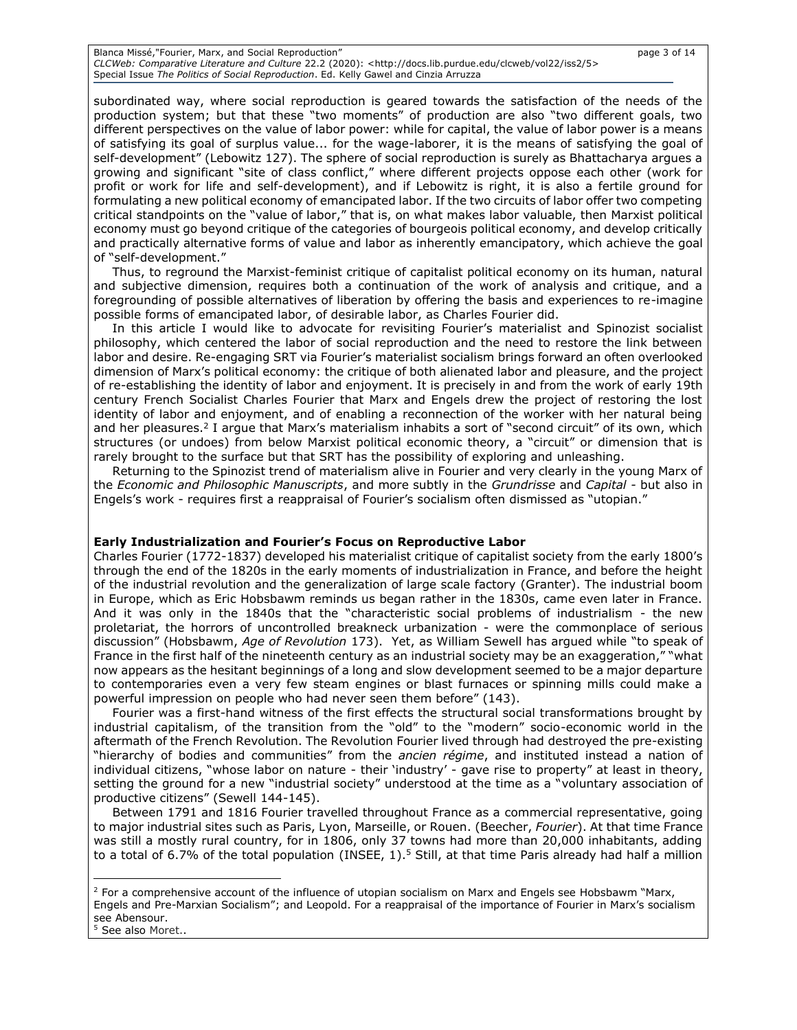subordinated way, where social reproduction is geared towards the satisfaction of the needs of the production system; but that these "two moments" of production are also "two different goals, two different perspectives on the value of labor power: while for capital, the value of labor power is a means of satisfying its goal of surplus value... for the wage-laborer, it is the means of satisfying the goal of self-development" (Lebowitz 127). The sphere of social reproduction is surely as Bhattacharya argues a growing and significant "site of class conflict," where different projects oppose each other (work for profit or work for life and self-development), and if Lebowitz is right, it is also a fertile ground for formulating a new political economy of emancipated labor. If the two circuits of labor offer two competing critical standpoints on the "value of labor," that is, on what makes labor valuable, then Marxist political economy must go beyond critique of the categories of bourgeois political economy, and develop critically and practically alternative forms of value and labor as inherently emancipatory, which achieve the goal of "self-development."

Thus, to reground the Marxist-feminist critique of capitalist political economy on its human, natural and subjective dimension, requires both a continuation of the work of analysis and critique, and a foregrounding of possible alternatives of liberation by offering the basis and experiences to re-imagine possible forms of emancipated labor, of desirable labor, as Charles Fourier did.

In this article I would like to advocate for revisiting Fourier's materialist and Spinozist socialist philosophy, which centered the labor of social reproduction and the need to restore the link between labor and desire. Re-engaging SRT via Fourier's materialist socialism brings forward an often overlooked dimension of Marx's political economy: the critique of both alienated labor and pleasure, and the project of re-establishing the identity of labor and enjoyment. It is precisely in and from the work of early 19th century French Socialist Charles Fourier that Marx and Engels drew the project of restoring the lost identity of labor and enjoyment, and of enabling a reconnection of the worker with her natural being and her pleasures.[2] I argue that Marx's materialism inhabits a sort of "second circuit" of its own, which structures (or undoes) from below Marxist political economic theory, a "circuit" or dimension that is rarely brought to the surface but that SRT has the possibility of exploring and unleashing.

Returning to the Spinozist trend of materialism alive in Fourier and very clearly in the young Marx of the *Economic and Philosophic Manuscripts*, and more subtly in the *Grundrisse* and *Capital* - but also in Engels's work - requires first a reappraisal of Fourier's socialism often dismissed as "utopian."

**Early Industrialization and Fourier's Focus on Reproductive Labor**

Charles Fourier (1772-1837) developed his materialist critique of capitalist society from the early 1800's through the end of the 1820s in the early moments of industrialization in France, and before the height of the industrial revolution and the generalization of large scale factory (Granter). The industrial boom in Europe, which as Eric Hobsbawm reminds us began rather in the 1830s, came even later in France. And it was only in the 1840s that the "characteristic social problems of industrialism - the new proletariat, the horrors of uncontrolled breakneck urbanization - were the commonplace of serious discussion" (Hobsbawm, *Age of Revolution* 173). Yet, as William Sewell has argued while "to speak of France in the first half of the nineteenth century as an industrial society may be an exaggeration," "what now appears as the hesitant beginnings of a long and slow development seemed to be a major departure to contemporaries even a very few steam engines or blast furnaces or spinning mills could make a powerful impression on people who had never seen them before" (143).

Fourier was a first-hand witness of the first effects the structural social transformations brought by industrial capitalism, of the transition from the "old" to the "modern" socio-economic world in the aftermath of the French Revolution. The Revolution Fourier lived through had destroyed the pre-existing "hierarchy of bodies and communities" from the *ancien régime*, and instituted instead a nation of individual citizens, "whose labor on nature - their 'industry' - gave rise to property" at least in theory, setting the ground for a new "industrial society" understood at the time as a "voluntary association of productive citizens" (Sewell 144-145).

Between 1791 and 1816 Fourier travelled throughout France as a commercial representative, going to major industrial sites such as Paris, Lyon, Marseille, or Rouen. (Beecher, *Fourier*). At that time France was still a mostly rural country, for in 1806, only 37 towns had more than 20,000 inhabitants, adding to a total of 6.7% of the total population (INSEE, 1).[5] Still, at that time Paris already had half a million

---

[2] For a comprehensive account of the influence of utopian socialism on Marx and Engels see Hobsbawm "Marx, Engels and Pre-Marxian Socialism"; and Leopold. For a reappraisal of the importance of Fourier in Marx's socialism see Abensour.

[5] See also Moret..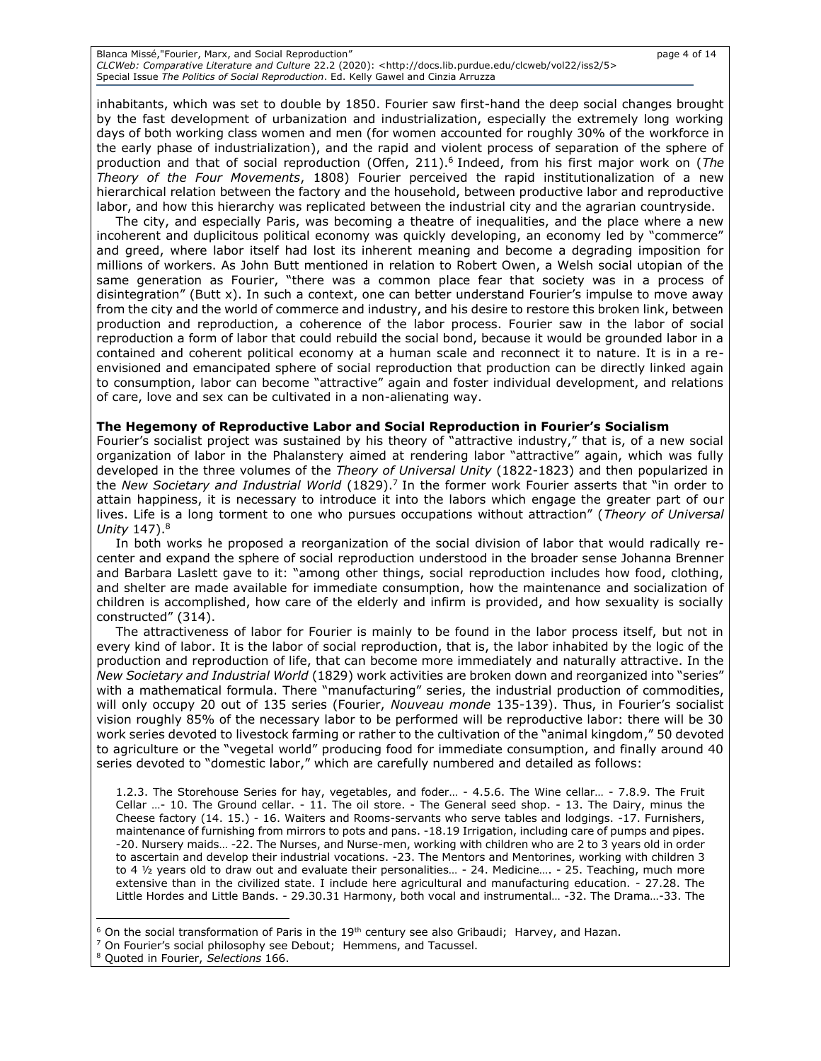inhabitants, which was set to double by 1850. Fourier saw first-hand the deep social changes brought by the fast development of urbanization and industrialization, especially the extremely long working days of both working class women and men (for women accounted for roughly 30% of the workforce in the early phase of industrialization), and the rapid and violent process of separation of the sphere of production and that of social reproduction (Offen, 211).[6] Indeed, from his first major work on (*The Theory of the Four Movements*, 1808) Fourier perceived the rapid institutionalization of a new hierarchical relation between the factory and the household, between productive labor and reproductive labor, and how this hierarchy was replicated between the industrial city and the agrarian countryside.

The city, and especially Paris, was becoming a theatre of inequalities, and the place where a new incoherent and duplicitous political economy was quickly developing, an economy led by "commerce" and greed, where labor itself had lost its inherent meaning and become a degrading imposition for millions of workers. As John Butt mentioned in relation to Robert Owen, a Welsh social utopian of the same generation as Fourier, "there was a common place fear that society was in a process of disintegration" (Butt x). In such a context, one can better understand Fourier's impulse to move away from the city and the world of commerce and industry, and his desire to restore this broken link, between production and reproduction, a coherence of the labor process. Fourier saw in the labor of social reproduction a form of labor that could rebuild the social bond, because it would be grounded labor in a contained and coherent political economy at a human scale and reconnect it to nature. It is in a re-envisioned and emancipated sphere of social reproduction that production can be directly linked again to consumption, labor can become "attractive" again and foster individual development, and relations of care, love and sex can be cultivated in a non-alienating way.

**The Hegemony of Reproductive Labor and Social Reproduction in Fourier's Socialism**

Fourier's socialist project was sustained by his theory of "attractive industry," that is, of a new social organization of labor in the Phalanstery aimed at rendering labor "attractive" again, which was fully developed in the three volumes of the *Theory of Universal Unity* (1822-1823) and then popularized in the *New Societary and Industrial World* (1829).[7] In the former work Fourier asserts that "in order to attain happiness, it is necessary to introduce it into the labors which engage the greater part of our lives. Life is a long torment to one who pursues occupations without attraction" (*Theory of Universal Unity* 147).[8]

In both works he proposed a reorganization of the social division of labor that would radically re-center and expand the sphere of social reproduction understood in the broader sense Johanna Brenner and Barbara Laslett gave to it: "among other things, social reproduction includes how food, clothing, and shelter are made available for immediate consumption, how the maintenance and socialization of children is accomplished, how care of the elderly and infirm is provided, and how sexuality is socially constructed" (314).

The attractiveness of labor for Fourier is mainly to be found in the labor process itself, but not in every kind of labor. It is the labor of social reproduction, that is, the labor inhabited by the logic of the production and reproduction of life, that can become more immediately and naturally attractive. In the *New Societary and Industrial World* (1829) work activities are broken down and reorganized into "series" with a mathematical formula. There "manufacturing" series, the industrial production of commodities, will only occupy 20 out of 135 series (Fourier, *Nouveau monde* 135-139). Thus, in Fourier's socialist vision roughly 85% of the necessary labor to be performed will be reproductive labor: there will be 30 work series devoted to livestock farming or rather to the cultivation of the "animal kingdom," 50 devoted to agriculture or the "vegetal world" producing food for immediate consumption, and finally around 40 series devoted to "domestic labor," which are carefully numbered and detailed as follows:

> 1.2.3. The Storehouse Series for hay, vegetables, and foder… - 4.5.6. The Wine cellar… - 7.8.9. The Fruit Cellar …- 10. The Ground cellar. - 11. The oil store. - The General seed shop. - 13. The Dairy, minus the Cheese factory (14. 15.) - 16. Waiters and Rooms-servants who serve tables and lodgings. -17. Furnishers, maintenance of furnishing from mirrors to pots and pans. -18.19 Irrigation, including care of pumps and pipes. -20. Nursery maids… -22. The Nurses, and Nurse-men, working with children who are 2 to 3 years old in order to ascertain and develop their industrial vocations. -23. The Mentors and Mentorines, working with children 3 to 4 ½ years old to draw out and evaluate their personalities… - 24. Medicine…. - 25. Teaching, much more extensive than in the civilized state. I include here agricultural and manufacturing education. - 27.28. The Little Hordes and Little Bands. - 29.30.31 Harmony, both vocal and instrumental… -32. The Drama…-33. The

---

[6] On the social transformation of Paris in the 19th century see also Gribaudi; Harvey, and Hazan.

[7] On Fourier's social philosophy see Debout; Hemmens, and Tacussel.

[8] Quoted in Fourier, *Selections* 166.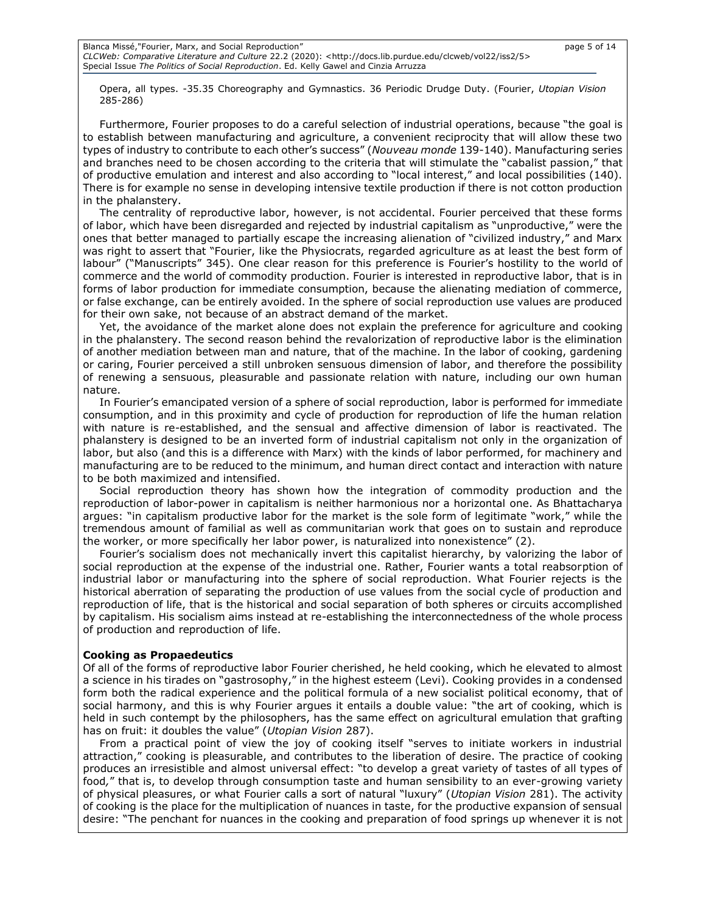Opera, all types. -35.35 Choreography and Gymnastics. 36 Periodic Drudge Duty. (Fourier, *Utopian Vision* 285-286)

Furthermore, Fourier proposes to do a careful selection of industrial operations, because "the goal is to establish between manufacturing and agriculture, a convenient reciprocity that will allow these two types of industry to contribute to each other's success" (*Nouveau monde* 139-140). Manufacturing series and branches need to be chosen according to the criteria that will stimulate the "cabalist passion," that of productive emulation and interest and also according to "local interest," and local possibilities (140). There is for example no sense in developing intensive textile production if there is not cotton production in the phalanstery.

The centrality of reproductive labor, however, is not accidental. Fourier perceived that these forms of labor, which have been disregarded and rejected by industrial capitalism as "unproductive," were the ones that better managed to partially escape the increasing alienation of "civilized industry," and Marx was right to assert that "Fourier, like the Physiocrats, regarded agriculture as at least the best form of labour" ("Manuscripts" 345). One clear reason for this preference is Fourier's hostility to the world of commerce and the world of commodity production. Fourier is interested in reproductive labor, that is in forms of labor production for immediate consumption, because the alienating mediation of commerce, or false exchange, can be entirely avoided. In the sphere of social reproduction use values are produced for their own sake, not because of an abstract demand of the market.

Yet, the avoidance of the market alone does not explain the preference for agriculture and cooking in the phalanstery. The second reason behind the revalorization of reproductive labor is the elimination of another mediation between man and nature, that of the machine. In the labor of cooking, gardening or caring, Fourier perceived a still unbroken sensuous dimension of labor, and therefore the possibility of renewing a sensuous, pleasurable and passionate relation with nature, including our own human nature.

In Fourier's emancipated version of a sphere of social reproduction, labor is performed for immediate consumption, and in this proximity and cycle of production for reproduction of life the human relation with nature is re-established, and the sensual and affective dimension of labor is reactivated. The phalanstery is designed to be an inverted form of industrial capitalism not only in the organization of labor, but also (and this is a difference with Marx) with the kinds of labor performed, for machinery and manufacturing are to be reduced to the minimum, and human direct contact and interaction with nature to be both maximized and intensified.

Social reproduction theory has shown how the integration of commodity production and the reproduction of labor-power in capitalism is neither harmonious nor a horizontal one. As Bhattacharya argues: "in capitalism productive labor for the market is the sole form of legitimate "work," while the tremendous amount of familial as well as communitarian work that goes on to sustain and reproduce the worker, or more specifically her labor power, is naturalized into nonexistence" (2).

Fourier's socialism does not mechanically invert this capitalist hierarchy, by valorizing the labor of social reproduction at the expense of the industrial one. Rather, Fourier wants a total reabsorption of industrial labor or manufacturing into the sphere of social reproduction. What Fourier rejects is the historical aberration of separating the production of use values from the social cycle of production and reproduction of life, that is the historical and social separation of both spheres or circuits accomplished by capitalism. His socialism aims instead at re-establishing the interconnectedness of the whole process of production and reproduction of life.

**Cooking as Propaedeutics**

Of all of the forms of reproductive labor Fourier cherished, he held cooking, which he elevated to almost a science in his tirades on "gastrosophy," in the highest esteem (Levi). Cooking provides in a condensed form both the radical experience and the political formula of a new socialist political economy, that of social harmony, and this is why Fourier argues it entails a double value: "the art of cooking, which is held in such contempt by the philosophers, has the same effect on agricultural emulation that grafting has on fruit: it doubles the value" (*Utopian Vision* 287).

From a practical point of view the joy of cooking itself "serves to initiate workers in industrial attraction," cooking is pleasurable, and contributes to the liberation of desire. The practice of cooking produces an irresistible and almost universal effect: "to develop a great variety of tastes of all types of food," that is, to develop through consumption taste and human sensibility to an ever-growing variety of physical pleasures, or what Fourier calls a sort of natural "luxury" (*Utopian Vision* 281). The activity of cooking is the place for the multiplication of nuances in taste, for the productive expansion of sensual desire: "The penchant for nuances in the cooking and preparation of food springs up whenever it is not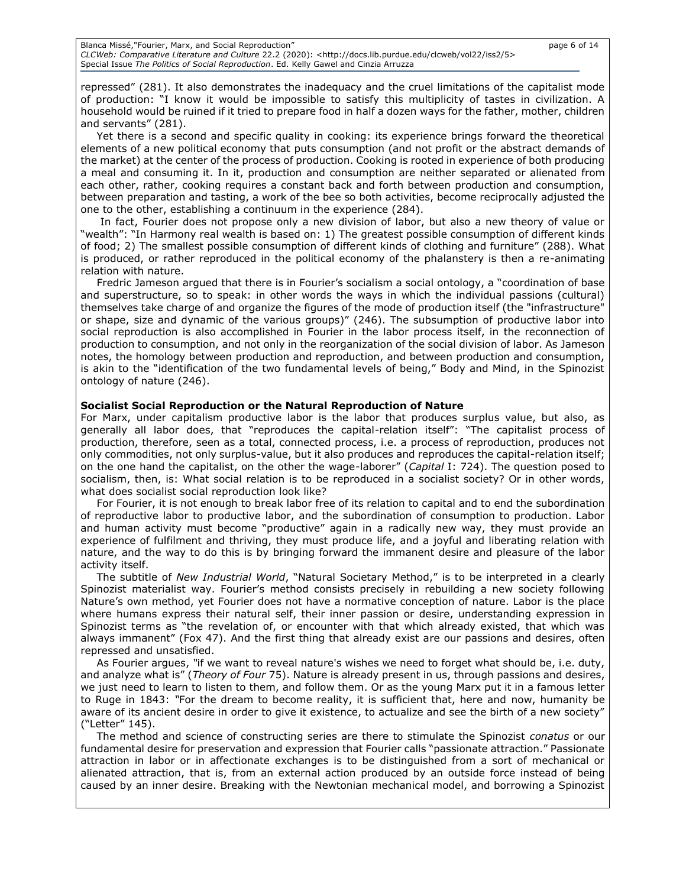repressed" (281). It also demonstrates the inadequacy and the cruel limitations of the capitalist mode of production: "I know it would be impossible to satisfy this multiplicity of tastes in civilization. A household would be ruined if it tried to prepare food in half a dozen ways for the father, mother, children and servants" (281).

Yet there is a second and specific quality in cooking: its experience brings forward the theoretical elements of a new political economy that puts consumption (and not profit or the abstract demands of the market) at the center of the process of production. Cooking is rooted in experience of both producing a meal and consuming it. In it, production and consumption are neither separated or alienated from each other, rather, cooking requires a constant back and forth between production and consumption, between preparation and tasting, a work of the bee so both activities, become reciprocally adjusted the one to the other, establishing a continuum in the experience (284).

In fact, Fourier does not propose only a new division of labor, but also a new theory of value or "wealth": "In Harmony real wealth is based on: 1) The greatest possible consumption of different kinds of food; 2) The smallest possible consumption of different kinds of clothing and furniture" (288). What is produced, or rather reproduced in the political economy of the phalanstery is then a re-animating relation with nature.

Fredric Jameson argued that there is in Fourier's socialism a social ontology, a "coordination of base and superstructure, so to speak: in other words the ways in which the individual passions (cultural) themselves take charge of and organize the figures of the mode of production itself (the "infrastructure" or shape, size and dynamic of the various groups)" (246). The subsumption of productive labor into social reproduction is also accomplished in Fourier in the labor process itself, in the reconnection of production to consumption, and not only in the reorganization of the social division of labor. As Jameson notes, the homology between production and reproduction, and between production and consumption, is akin to the "identification of the two fundamental levels of being," Body and Mind, in the Spinozist ontology of nature (246).

**Socialist Social Reproduction or the Natural Reproduction of Nature**

For Marx, under capitalism productive labor is the labor that produces surplus value, but also, as generally all labor does, that "reproduces the capital-relation itself": "The capitalist process of production, therefore, seen as a total, connected process, i.e. a process of reproduction, produces not only commodities, not only surplus-value, but it also produces and reproduces the capital-relation itself; on the one hand the capitalist, on the other the wage-laborer" (*Capital* I: 724). The question posed to socialism, then, is: What social relation is to be reproduced in a socialist society? Or in other words, what does socialist social reproduction look like?

For Fourier, it is not enough to break labor free of its relation to capital and to end the subordination of reproductive labor to productive labor, and the subordination of consumption to production. Labor and human activity must become "productive" again in a radically new way, they must provide an experience of fulfilment and thriving, they must produce life, and a joyful and liberating relation with nature, and the way to do this is by bringing forward the immanent desire and pleasure of the labor activity itself.

The subtitle of *New Industrial World*, "Natural Societary Method," is to be interpreted in a clearly Spinozist materialist way. Fourier's method consists precisely in rebuilding a new society following Nature's own method, yet Fourier does not have a normative conception of nature. Labor is the place where humans express their natural self, their inner passion or desire, understanding expression in Spinozist terms as "the revelation of, or encounter with that which already existed, that which was always immanent" (Fox 47). And the first thing that already exist are our passions and desires, often repressed and unsatisfied.

As Fourier argues, "if we want to reveal nature's wishes we need to forget what should be, i.e. duty, and analyze what is" (*Theory of Four* 75). Nature is already present in us, through passions and desires, we just need to learn to listen to them, and follow them. Or as the young Marx put it in a famous letter to Ruge in 1843: "For the dream to become reality, it is sufficient that, here and now, humanity be aware of its ancient desire in order to give it existence, to actualize and see the birth of a new society" ("Letter" 145).

The method and science of constructing series are there to stimulate the Spinozist *conatus* or our fundamental desire for preservation and expression that Fourier calls "passionate attraction." Passionate attraction in labor or in affectionate exchanges is to be distinguished from a sort of mechanical or alienated attraction, that is, from an external action produced by an outside force instead of being caused by an inner desire. Breaking with the Newtonian mechanical model, and borrowing a Spinozist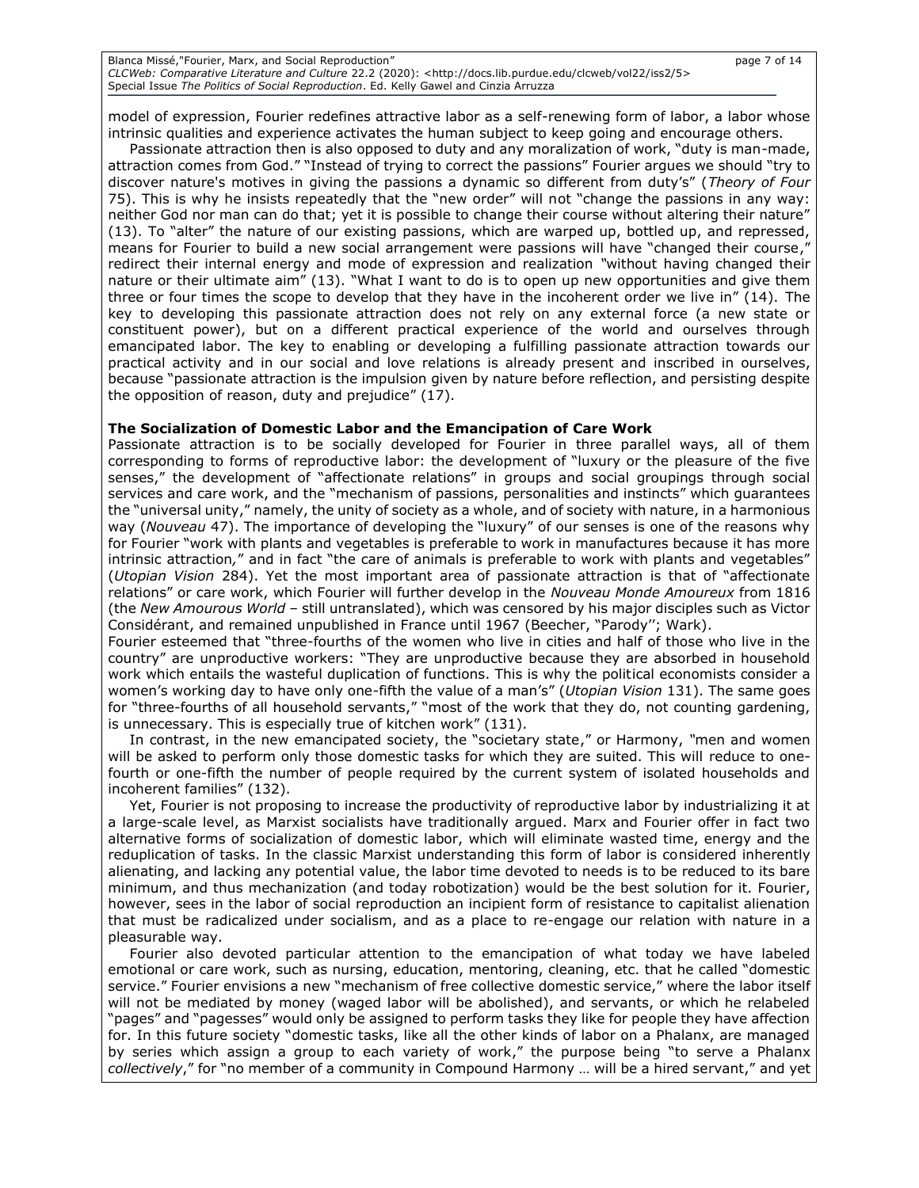model of expression, Fourier redefines attractive labor as a self-renewing form of labor, a labor whose intrinsic qualities and experience activates the human subject to keep going and encourage others.

Passionate attraction then is also opposed to duty and any moralization of work, "duty is man-made, attraction comes from God." "Instead of trying to correct the passions" Fourier argues we should "try to discover nature's motives in giving the passions a dynamic so different from duty's" (*Theory of Four* 75). This is why he insists repeatedly that the "new order" will not "change the passions in any way: neither God nor man can do that; yet it is possible to change their course without altering their nature" (13). To "alter" the nature of our existing passions, which are warped up, bottled up, and repressed, means for Fourier to build a new social arrangement were passions will have "changed their course," redirect their internal energy and mode of expression and realization "without having changed their nature or their ultimate aim" (13). "What I want to do is to open up new opportunities and give them three or four times the scope to develop that they have in the incoherent order we live in" (14). The key to developing this passionate attraction does not rely on any external force (a new state or constituent power), but on a different practical experience of the world and ourselves through emancipated labor. The key to enabling or developing a fulfilling passionate attraction towards our practical activity and in our social and love relations is already present and inscribed in ourselves, because "passionate attraction is the impulsion given by nature before reflection, and persisting despite the opposition of reason, duty and prejudice" (17).

**The Socialization of Domestic Labor and the Emancipation of Care Work**

Passionate attraction is to be socially developed for Fourier in three parallel ways, all of them corresponding to forms of reproductive labor: the development of "luxury or the pleasure of the five senses," the development of "affectionate relations" in groups and social groupings through social services and care work, and the "mechanism of passions, personalities and instincts" which guarantees the "universal unity," namely, the unity of society as a whole, and of society with nature, in a harmonious way (*Nouveau* 47). The importance of developing the "luxury" of our senses is one of the reasons why for Fourier "work with plants and vegetables is preferable to work in manufactures because it has more intrinsic attraction," and in fact "the care of animals is preferable to work with plants and vegetables" (*Utopian Vision* 284). Yet the most important area of passionate attraction is that of "affectionate relations" or care work, which Fourier will further develop in the *Nouveau Monde Amoureux* from 1816 (the *New Amourous World* – still untranslated), which was censored by his major disciples such as Victor Considérant, and remained unpublished in France until 1967 (Beecher, "Parody''; Wark).

Fourier esteemed that "three-fourths of the women who live in cities and half of those who live in the country" are unproductive workers: "They are unproductive because they are absorbed in household work which entails the wasteful duplication of functions. This is why the political economists consider a women's working day to have only one-fifth the value of a man's" (*Utopian Vision* 131). The same goes for "three-fourths of all household servants," "most of the work that they do, not counting gardening, is unnecessary. This is especially true of kitchen work" (131).

In contrast, in the new emancipated society, the "societary state," or Harmony, "men and women will be asked to perform only those domestic tasks for which they are suited. This will reduce to one-fourth or one-fifth the number of people required by the current system of isolated households and incoherent families" (132).

Yet, Fourier is not proposing to increase the productivity of reproductive labor by industrializing it at a large-scale level, as Marxist socialists have traditionally argued. Marx and Fourier offer in fact two alternative forms of socialization of domestic labor, which will eliminate wasted time, energy and the reduplication of tasks. In the classic Marxist understanding this form of labor is considered inherently alienating, and lacking any potential value, the labor time devoted to needs is to be reduced to its bare minimum, and thus mechanization (and today robotization) would be the best solution for it. Fourier, however, sees in the labor of social reproduction an incipient form of resistance to capitalist alienation that must be radicalized under socialism, and as a place to re-engage our relation with nature in a pleasurable way.

Fourier also devoted particular attention to the emancipation of what today we have labeled emotional or care work, such as nursing, education, mentoring, cleaning, etc. that he called "domestic service." Fourier envisions a new "mechanism of free collective domestic service," where the labor itself will not be mediated by money (waged labor will be abolished), and servants, or which he relabeled "pages" and "pagesses" would only be assigned to perform tasks they like for people they have affection for. In this future society "domestic tasks, like all the other kinds of labor on a Phalanx, are managed by series which assign a group to each variety of work," the purpose being "to serve a Phalanx *collectively*," for "no member of a community in Compound Harmony … will be a hired servant," and yet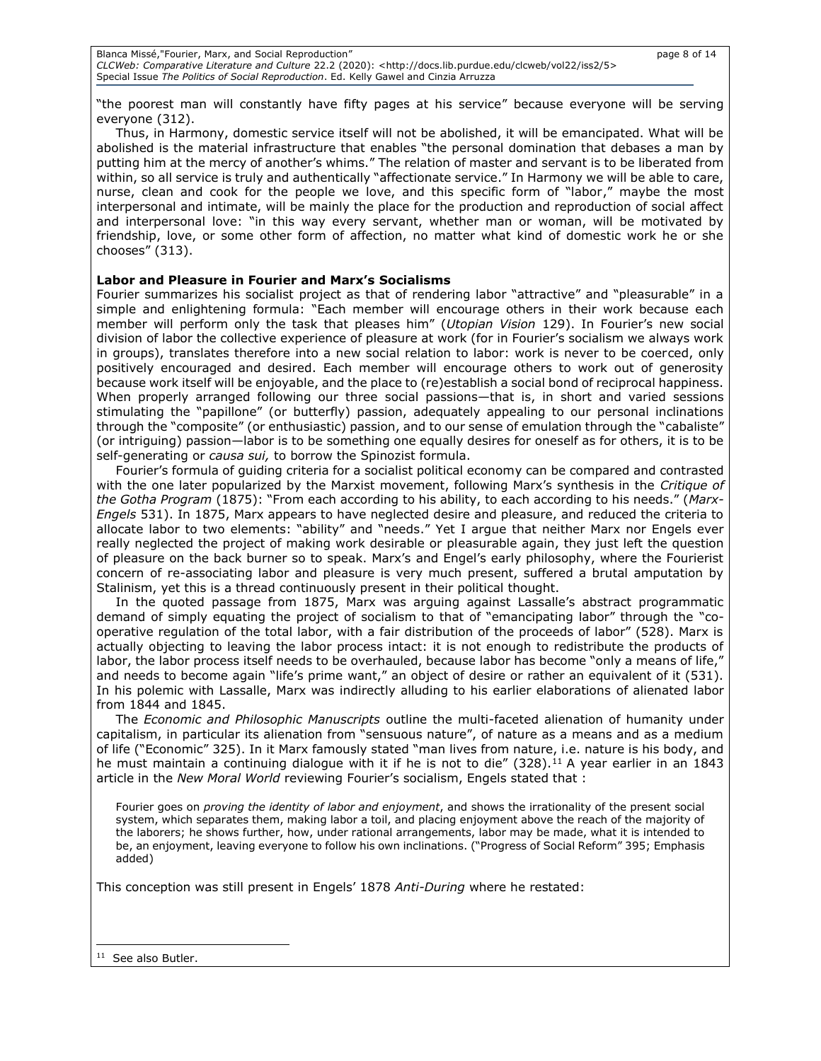"the poorest man will constantly have fifty pages at his service" because everyone will be serving everyone (312).

Thus, in Harmony, domestic service itself will not be abolished, it will be emancipated. What will be abolished is the material infrastructure that enables "the personal domination that debases a man by putting him at the mercy of another's whims." The relation of master and servant is to be liberated from within, so all service is truly and authentically "affectionate service." In Harmony we will be able to care, nurse, clean and cook for the people we love, and this specific form of "labor," maybe the most interpersonal and intimate, will be mainly the place for the production and reproduction of social affect and interpersonal love: "in this way every servant, whether man or woman, will be motivated by friendship, love, or some other form of affection, no matter what kind of domestic work he or she chooses" (313).

**Labor and Pleasure in Fourier and Marx's Socialisms**

Fourier summarizes his socialist project as that of rendering labor "attractive" and "pleasurable" in a simple and enlightening formula: "Each member will encourage others in their work because each member will perform only the task that pleases him" (*Utopian Vision* 129). In Fourier's new social division of labor the collective experience of pleasure at work (for in Fourier's socialism we always work in groups), translates therefore into a new social relation to labor: work is never to be coerced, only positively encouraged and desired. Each member will encourage others to work out of generosity because work itself will be enjoyable, and the place to (re)establish a social bond of reciprocal happiness. When properly arranged following our three social passions—that is, in short and varied sessions stimulating the "papillone" (or butterfly) passion, adequately appealing to our personal inclinations through the "composite" (or enthusiastic) passion, and to our sense of emulation through the "cabaliste" (or intriguing) passion—labor is to be something one equally desires for oneself as for others, it is to be self-generating or *causa sui,* to borrow the Spinozist formula.

Fourier's formula of guiding criteria for a socialist political economy can be compared and contrasted with the one later popularized by the Marxist movement, following Marx's synthesis in the *Critique of the Gotha Program* (1875): "From each according to his ability, to each according to his needs." (*Marx-Engels* 531). In 1875, Marx appears to have neglected desire and pleasure, and reduced the criteria to allocate labor to two elements: "ability" and "needs." Yet I argue that neither Marx nor Engels ever really neglected the project of making work desirable or pleasurable again, they just left the question of pleasure on the back burner so to speak. Marx's and Engel's early philosophy, where the Fourierist concern of re-associating labor and pleasure is very much present, suffered a brutal amputation by Stalinism, yet this is a thread continuously present in their political thought.

In the quoted passage from 1875, Marx was arguing against Lassalle's abstract programmatic demand of simply equating the project of socialism to that of "emancipating labor" through the "co-operative regulation of the total labor, with a fair distribution of the proceeds of labor" (528). Marx is actually objecting to leaving the labor process intact: it is not enough to redistribute the products of labor, the labor process itself needs to be overhauled, because labor has become "only a means of life," and needs to become again "life's prime want," an object of desire or rather an equivalent of it (531). In his polemic with Lassalle, Marx was indirectly alluding to his earlier elaborations of alienated labor from 1844 and 1845.

The *Economic and Philosophic Manuscripts* outline the multi-faceted alienation of humanity under capitalism, in particular its alienation from "sensuous nature", of nature as a means and as a medium of life ("Economic" 325). In it Marx famously stated "man lives from nature, i.e. nature is his body, and he must maintain a continuing dialogue with it if he is not to die" (328).[11] A year earlier in an 1843 article in the *New Moral World* reviewing Fourier's socialism, Engels stated that :

> Fourier goes on *proving the identity of labor and enjoyment*, and shows the irrationality of the present social system, which separates them, making labor a toil, and placing enjoyment above the reach of the majority of the laborers; he shows further, how, under rational arrangements, labor may be made, what it is intended to be, an enjoyment, leaving everyone to follow his own inclinations. ("Progress of Social Reform" 395; Emphasis added)

This conception was still present in Engels' 1878 *Anti-During* where he restated:

---

[11] See also Butler.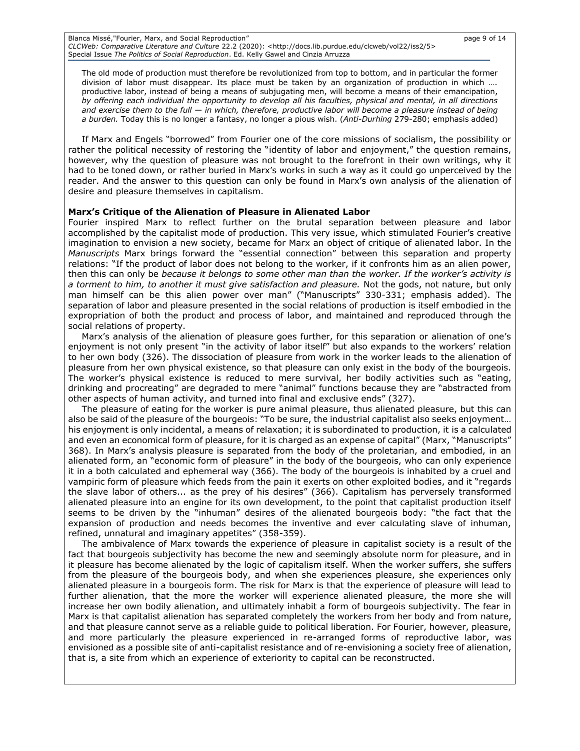> The old mode of production must therefore be revolutionized from top to bottom, and in particular the former division of labor must disappear. Its place must be taken by an organization of production in which …. productive labor, instead of being a means of subjugating men, will become a means of their emancipation, *by offering each individual the opportunity to develop all his faculties, physical and mental, in all directions and exercise them to the full — in which, therefore, productive labor will become a pleasure instead of being a burden.* Today this is no longer a fantasy, no longer a pious wish. (*Anti-Durhing* 279-280; emphasis added)

If Marx and Engels "borrowed" from Fourier one of the core missions of socialism, the possibility or rather the political necessity of restoring the "identity of labor and enjoyment," the question remains, however, why the question of pleasure was not brought to the forefront in their own writings, why it had to be toned down, or rather buried in Marx's works in such a way as it could go unperceived by the reader. And the answer to this question can only be found in Marx's own analysis of the alienation of desire and pleasure themselves in capitalism.

**Marx's Critique of the Alienation of Pleasure in Alienated Labor**

Fourier inspired Marx to reflect further on the brutal separation between pleasure and labor accomplished by the capitalist mode of production. This very issue, which stimulated Fourier's creative imagination to envision a new society, became for Marx an object of critique of alienated labor. In the *Manuscripts* Marx brings forward the "essential connection" between this separation and property relations: "If the product of labor does not belong to the worker, if it confronts him as an alien power, then this can only be *because it belongs to some other man than the worker. If the worker's activity is a torment to him, to another it must give satisfaction and pleasure.* Not the gods, not nature, but only man himself can be this alien power over man" ("Manuscripts" 330-331; emphasis added). The separation of labor and pleasure presented in the social relations of production is itself embodied in the expropriation of both the product and process of labor, and maintained and reproduced through the social relations of property.

Marx's analysis of the alienation of pleasure goes further, for this separation or alienation of one's enjoyment is not only present "in the activity of labor itself" but also expands to the workers' relation to her own body (326). The dissociation of pleasure from work in the worker leads to the alienation of pleasure from her own physical existence, so that pleasure can only exist in the body of the bourgeois. The worker's physical existence is reduced to mere survival, her bodily activities such as "eating, drinking and procreating" are degraded to mere "animal" functions because they are "abstracted from other aspects of human activity, and turned into final and exclusive ends" (327).

The pleasure of eating for the worker is pure animal pleasure, thus alienated pleasure, but this can also be said of the pleasure of the bourgeois: "To be sure, the industrial capitalist also seeks enjoyment… his enjoyment is only incidental, a means of relaxation; it is subordinated to production, it is a calculated and even an economical form of pleasure, for it is charged as an expense of capital" (Marx, "Manuscripts" 368). In Marx's analysis pleasure is separated from the body of the proletarian, and embodied, in an alienated form, an "economic form of pleasure" in the body of the bourgeois, who can only experience it in a both calculated and ephemeral way (366). The body of the bourgeois is inhabited by a cruel and vampiric form of pleasure which feeds from the pain it exerts on other exploited bodies, and it "regards the slave labor of others... as the prey of his desires" (366). Capitalism has perversely transformed alienated pleasure into an engine for its own development, to the point that capitalist production itself seems to be driven by the "inhuman" desires of the alienated bourgeois body: "the fact that the expansion of production and needs becomes the inventive and ever calculating slave of inhuman, refined, unnatural and imaginary appetites" (358-359).

The ambivalence of Marx towards the experience of pleasure in capitalist society is a result of the fact that bourgeois subjectivity has become the new and seemingly absolute norm for pleasure, and in it pleasure has become alienated by the logic of capitalism itself. When the worker suffers, she suffers from the pleasure of the bourgeois body, and when she experiences pleasure, she experiences only alienated pleasure in a bourgeois form. The risk for Marx is that the experience of pleasure will lead to further alienation, that the more the worker will experience alienated pleasure, the more she will increase her own bodily alienation, and ultimately inhabit a form of bourgeois subjectivity. The fear in Marx is that capitalist alienation has separated completely the workers from her body and from nature, and that pleasure cannot serve as a reliable guide to political liberation. For Fourier, however, pleasure, and more particularly the pleasure experienced in re-arranged forms of reproductive labor, was envisioned as a possible site of anti-capitalist resistance and of re-envisioning a society free of alienation, that is, a site from which an experience of exteriority to capital can be reconstructed.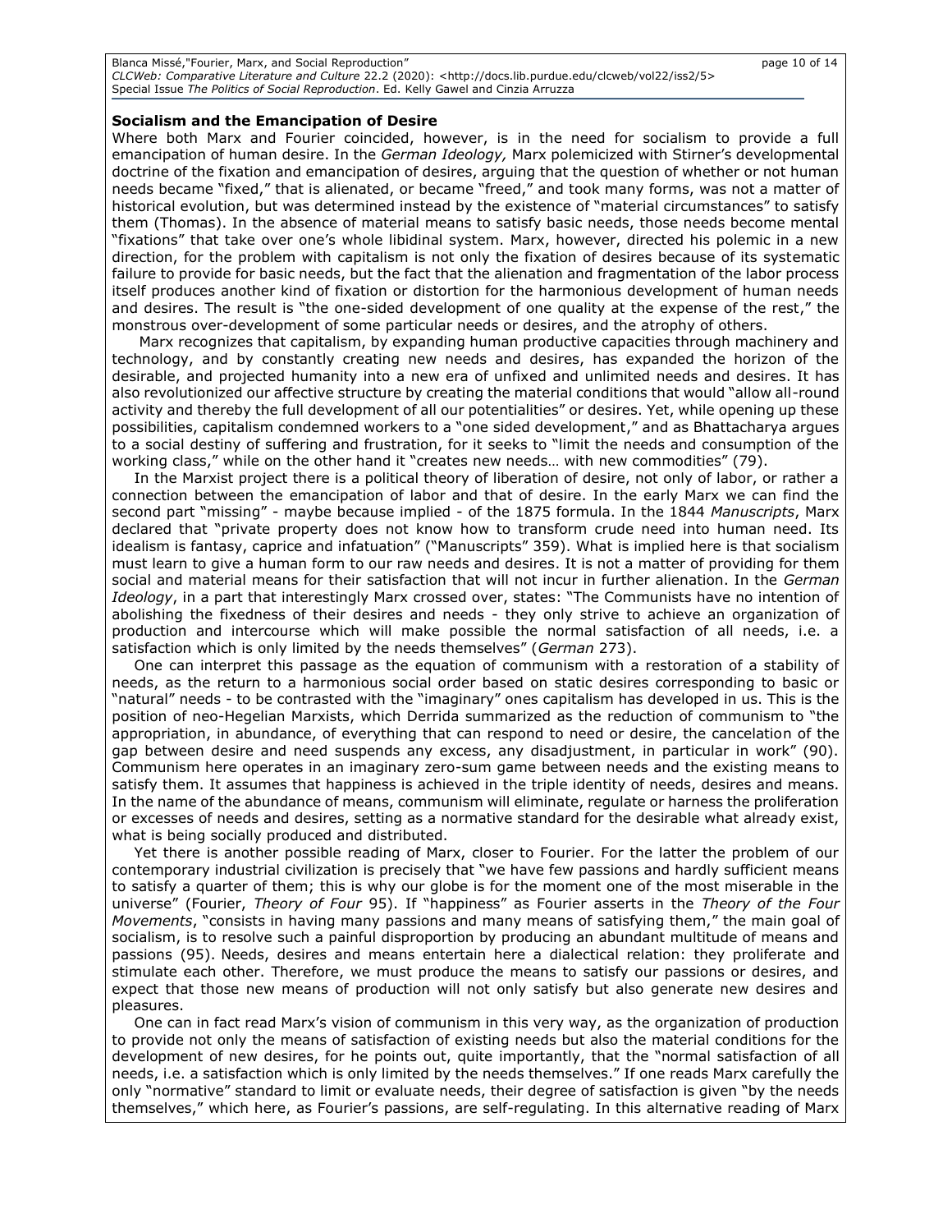**Socialism and the Emancipation of Desire**

Where both Marx and Fourier coincided, however, is in the need for socialism to provide a full emancipation of human desire. In the *German Ideology,* Marx polemicized with Stirner's developmental doctrine of the fixation and emancipation of desires, arguing that the question of whether or not human needs became "fixed," that is alienated, or became "freed," and took many forms, was not a matter of historical evolution, but was determined instead by the existence of "material circumstances" to satisfy them (Thomas). In the absence of material means to satisfy basic needs, those needs become mental "fixations" that take over one's whole libidinal system. Marx, however, directed his polemic in a new direction, for the problem with capitalism is not only the fixation of desires because of its systematic failure to provide for basic needs, but the fact that the alienation and fragmentation of the labor process itself produces another kind of fixation or distortion for the harmonious development of human needs and desires. The result is "the one-sided development of one quality at the expense of the rest," the monstrous over-development of some particular needs or desires, and the atrophy of others.

Marx recognizes that capitalism, by expanding human productive capacities through machinery and technology, and by constantly creating new needs and desires, has expanded the horizon of the desirable, and projected humanity into a new era of unfixed and unlimited needs and desires. It has also revolutionized our affective structure by creating the material conditions that would "allow all-round activity and thereby the full development of all our potentialities" or desires. Yet, while opening up these possibilities, capitalism condemned workers to a "one sided development," and as Bhattacharya argues to a social destiny of suffering and frustration, for it seeks to "limit the needs and consumption of the working class," while on the other hand it "creates new needs… with new commodities" (79).

In the Marxist project there is a political theory of liberation of desire, not only of labor, or rather a connection between the emancipation of labor and that of desire. In the early Marx we can find the second part "missing" - maybe because implied - of the 1875 formula. In the 1844 *Manuscripts*, Marx declared that "private property does not know how to transform crude need into human need. Its idealism is fantasy, caprice and infatuation" ("Manuscripts" 359). What is implied here is that socialism must learn to give a human form to our raw needs and desires. It is not a matter of providing for them social and material means for their satisfaction that will not incur in further alienation. In the *German Ideology*, in a part that interestingly Marx crossed over, states: "The Communists have no intention of abolishing the fixedness of their desires and needs - they only strive to achieve an organization of production and intercourse which will make possible the normal satisfaction of all needs, i.e. a satisfaction which is only limited by the needs themselves" (*German* 273).

One can interpret this passage as the equation of communism with a restoration of a stability of needs, as the return to a harmonious social order based on static desires corresponding to basic or "natural" needs - to be contrasted with the "imaginary" ones capitalism has developed in us. This is the position of neo-Hegelian Marxists, which Derrida summarized as the reduction of communism to "the appropriation, in abundance, of everything that can respond to need or desire, the cancelation of the gap between desire and need suspends any excess, any disadjustment, in particular in work" (90). Communism here operates in an imaginary zero-sum game between needs and the existing means to satisfy them. It assumes that happiness is achieved in the triple identity of needs, desires and means. In the name of the abundance of means, communism will eliminate, regulate or harness the proliferation or excesses of needs and desires, setting as a normative standard for the desirable what already exist, what is being socially produced and distributed.

Yet there is another possible reading of Marx, closer to Fourier. For the latter the problem of our contemporary industrial civilization is precisely that "we have few passions and hardly sufficient means to satisfy a quarter of them; this is why our globe is for the moment one of the most miserable in the universe" (Fourier, *Theory of Four* 95). If "happiness" as Fourier asserts in the *Theory of the Four Movements*, "consists in having many passions and many means of satisfying them," the main goal of socialism, is to resolve such a painful disproportion by producing an abundant multitude of means and passions (95). Needs, desires and means entertain here a dialectical relation: they proliferate and stimulate each other. Therefore, we must produce the means to satisfy our passions or desires, and expect that those new means of production will not only satisfy but also generate new desires and pleasures.

One can in fact read Marx's vision of communism in this very way, as the organization of production to provide not only the means of satisfaction of existing needs but also the material conditions for the development of new desires, for he points out, quite importantly, that the "normal satisfaction of all needs, i.e. a satisfaction which is only limited by the needs themselves." If one reads Marx carefully the only "normative" standard to limit or evaluate needs, their degree of satisfaction is given "by the needs themselves," which here, as Fourier's passions, are self-regulating. In this alternative reading of Marx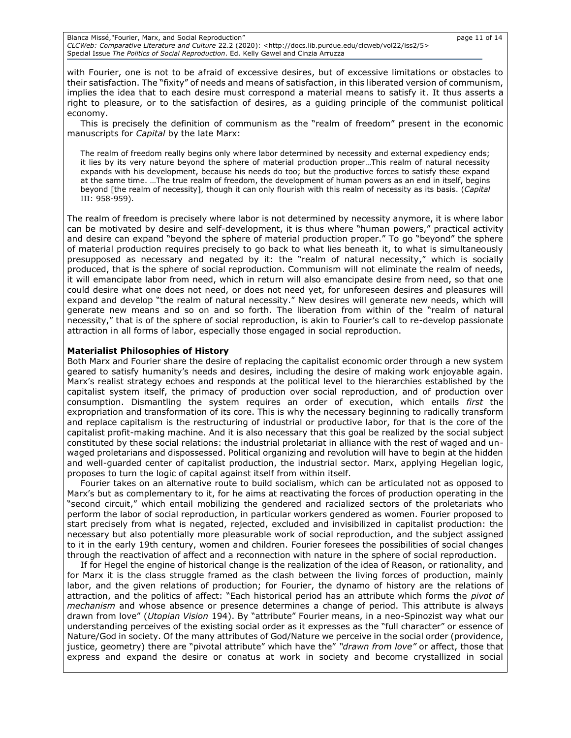with Fourier, one is not to be afraid of excessive desires, but of excessive limitations or obstacles to their satisfaction. The "fixity" of needs and means of satisfaction, in this liberated version of communism, implies the idea that to each desire must correspond a material means to satisfy it. It thus asserts a right to pleasure, or to the satisfaction of desires, as a guiding principle of the communist political economy.

This is precisely the definition of communism as the "realm of freedom" present in the economic manuscripts for *Capital* by the late Marx:

> The realm of freedom really begins only where labor determined by necessity and external expediency ends; it lies by its very nature beyond the sphere of material production proper…This realm of natural necessity expands with his development, because his needs do too; but the productive forces to satisfy these expand at the same time. …The true realm of freedom, the development of human powers as an end in itself, begins beyond [the realm of necessity], though it can only flourish with this realm of necessity as its basis. (*Capital* III: 958-959).

The realm of freedom is precisely where labor is not determined by necessity anymore, it is where labor can be motivated by desire and self-development, it is thus where "human powers," practical activity and desire can expand "beyond the sphere of material production proper." To go "beyond" the sphere of material production requires precisely to go back to what lies beneath it, to what is simultaneously presupposed as necessary and negated by it: the "realm of natural necessity," which is socially produced, that is the sphere of social reproduction. Communism will not eliminate the realm of needs, it will emancipate labor from need, which in return will also emancipate desire from need, so that one could desire what one does not need, or does not need yet, for unforeseen desires and pleasures will expand and develop "the realm of natural necessity." New desires will generate new needs, which will generate new means and so on and so forth. The liberation from within of the "realm of natural necessity," that is of the sphere of social reproduction, is akin to Fourier's call to re-develop passionate attraction in all forms of labor, especially those engaged in social reproduction.

**Materialist Philosophies of History**

Both Marx and Fourier share the desire of replacing the capitalist economic order through a new system geared to satisfy humanity's needs and desires, including the desire of making work enjoyable again. Marx's realist strategy echoes and responds at the political level to the hierarchies established by the capitalist system itself, the primacy of production over social reproduction, and of production over consumption. Dismantling the system requires an order of execution, which entails *first* the expropriation and transformation of its core. This is why the necessary beginning to radically transform and replace capitalism is the restructuring of industrial or productive labor, for that is the core of the capitalist profit-making machine. And it is also necessary that this goal be realized by the social subject constituted by these social relations: the industrial proletariat in alliance with the rest of waged and unwaged proletarians and dispossessed. Political organizing and revolution will have to begin at the hidden and well-guarded center of capitalist production, the industrial sector. Marx, applying Hegelian logic, proposes to turn the logic of capital against itself from within itself.

Fourier takes on an alternative route to build socialism, which can be articulated not as opposed to Marx's but as complementary to it, for he aims at reactivating the forces of production operating in the "second circuit," which entail mobilizing the gendered and racialized sectors of the proletariats who perform the labor of social reproduction, in particular workers gendered as women. Fourier proposed to start precisely from what is negated, rejected, excluded and invisibilized in capitalist production: the necessary but also potentially more pleasurable work of social reproduction, and the subject assigned to it in the early 19th century, women and children. Fourier foresees the possibilities of social changes through the reactivation of affect and a reconnection with nature in the sphere of social reproduction.

If for Hegel the engine of historical change is the realization of the idea of Reason, or rationality, and for Marx it is the class struggle framed as the clash between the living forces of production, mainly labor, and the given relations of production; for Fourier, the dynamo of history are the relations of attraction, and the politics of affect: "Each historical period has an attribute which forms the *pivot of mechanism* and whose absence or presence determines a change of period. This attribute is always drawn from love" (*Utopian Vision* 194). By "attribute" Fourier means, in a neo-Spinozist way what our understanding perceives of the existing social order as it expresses as the "full character" or essence of Nature/God in society. Of the many attributes of God/Nature we perceive in the social order (providence, justice, geometry) there are "pivotal attribute" which have the" *"drawn from love"* or affect, those that express and expand the desire or conatus at work in society and become crystallized in social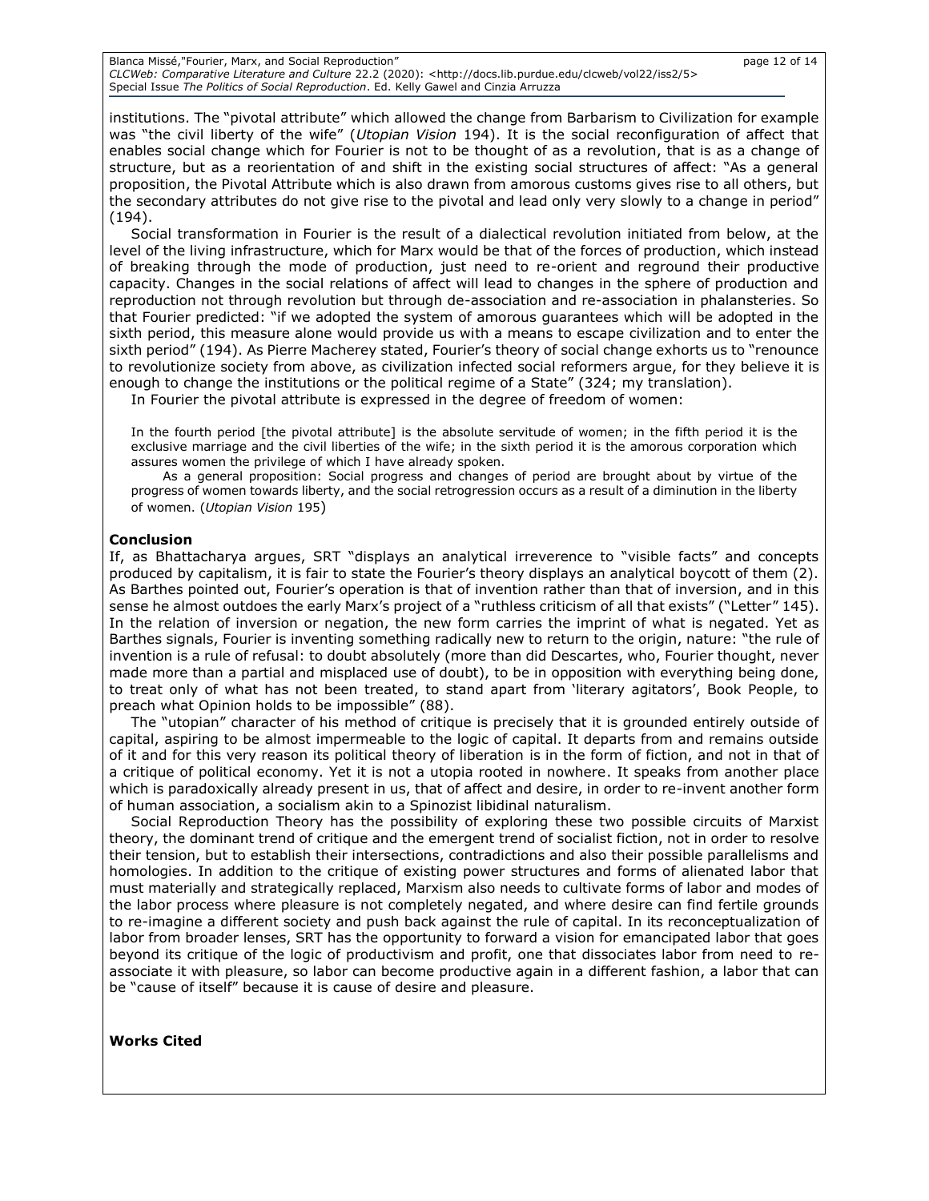institutions. The "pivotal attribute" which allowed the change from Barbarism to Civilization for example was "the civil liberty of the wife" (*Utopian Vision* 194). It is the social reconfiguration of affect that enables social change which for Fourier is not to be thought of as a revolution, that is as a change of structure, but as a reorientation of and shift in the existing social structures of affect: "As a general proposition, the Pivotal Attribute which is also drawn from amorous customs gives rise to all others, but the secondary attributes do not give rise to the pivotal and lead only very slowly to a change in period" (194).

Social transformation in Fourier is the result of a dialectical revolution initiated from below, at the level of the living infrastructure, which for Marx would be that of the forces of production, which instead of breaking through the mode of production, just need to re-orient and reground their productive capacity. Changes in the social relations of affect will lead to changes in the sphere of production and reproduction not through revolution but through de-association and re-association in phalansteries. So that Fourier predicted: "if we adopted the system of amorous guarantees which will be adopted in the sixth period, this measure alone would provide us with a means to escape civilization and to enter the sixth period" (194). As Pierre Macherey stated, Fourier's theory of social change exhorts us to "renounce to revolutionize society from above, as civilization infected social reformers argue, for they believe it is enough to change the institutions or the political regime of a State" (324; my translation).

In Fourier the pivotal attribute is expressed in the degree of freedom of women:

> In the fourth period [the pivotal attribute] is the absolute servitude of women; in the fifth period it is the exclusive marriage and the civil liberties of the wife; in the sixth period it is the amorous corporation which assures women the privilege of which I have already spoken.
>
> As a general proposition: Social progress and changes of period are brought about by virtue of the progress of women towards liberty, and the social retrogression occurs as a result of a diminution in the liberty of women. (*Utopian Vision* 195)

**Conclusion**

If, as Bhattacharya argues, SRT "displays an analytical irreverence to "visible facts" and concepts produced by capitalism, it is fair to state the Fourier's theory displays an analytical boycott of them (2). As Barthes pointed out, Fourier's operation is that of invention rather than that of inversion, and in this sense he almost outdoes the early Marx's project of a "ruthless criticism of all that exists" ("Letter" 145). In the relation of inversion or negation, the new form carries the imprint of what is negated. Yet as Barthes signals, Fourier is inventing something radically new to return to the origin, nature: "the rule of invention is a rule of refusal: to doubt absolutely (more than did Descartes, who, Fourier thought, never made more than a partial and misplaced use of doubt), to be in opposition with everything being done, to treat only of what has not been treated, to stand apart from 'literary agitators', Book People, to preach what Opinion holds to be impossible" (88).

The "utopian" character of his method of critique is precisely that it is grounded entirely outside of capital, aspiring to be almost impermeable to the logic of capital. It departs from and remains outside of it and for this very reason its political theory of liberation is in the form of fiction, and not in that of a critique of political economy. Yet it is not a utopia rooted in nowhere. It speaks from another place which is paradoxically already present in us, that of affect and desire, in order to re-invent another form of human association, a socialism akin to a Spinozist libidinal naturalism.

Social Reproduction Theory has the possibility of exploring these two possible circuits of Marxist theory, the dominant trend of critique and the emergent trend of socialist fiction, not in order to resolve their tension, but to establish their intersections, contradictions and also their possible parallelisms and homologies. In addition to the critique of existing power structures and forms of alienated labor that must materially and strategically replaced, Marxism also needs to cultivate forms of labor and modes of the labor process where pleasure is not completely negated, and where desire can find fertile grounds to re-imagine a different society and push back against the rule of capital. In its reconceptualization of labor from broader lenses, SRT has the opportunity to forward a vision for emancipated labor that goes beyond its critique of the logic of productivism and profit, one that dissociates labor from need to re-associate it with pleasure, so labor can become productive again in a different fashion, a labor that can be "cause of itself" because it is cause of desire and pleasure.

**Works Cited**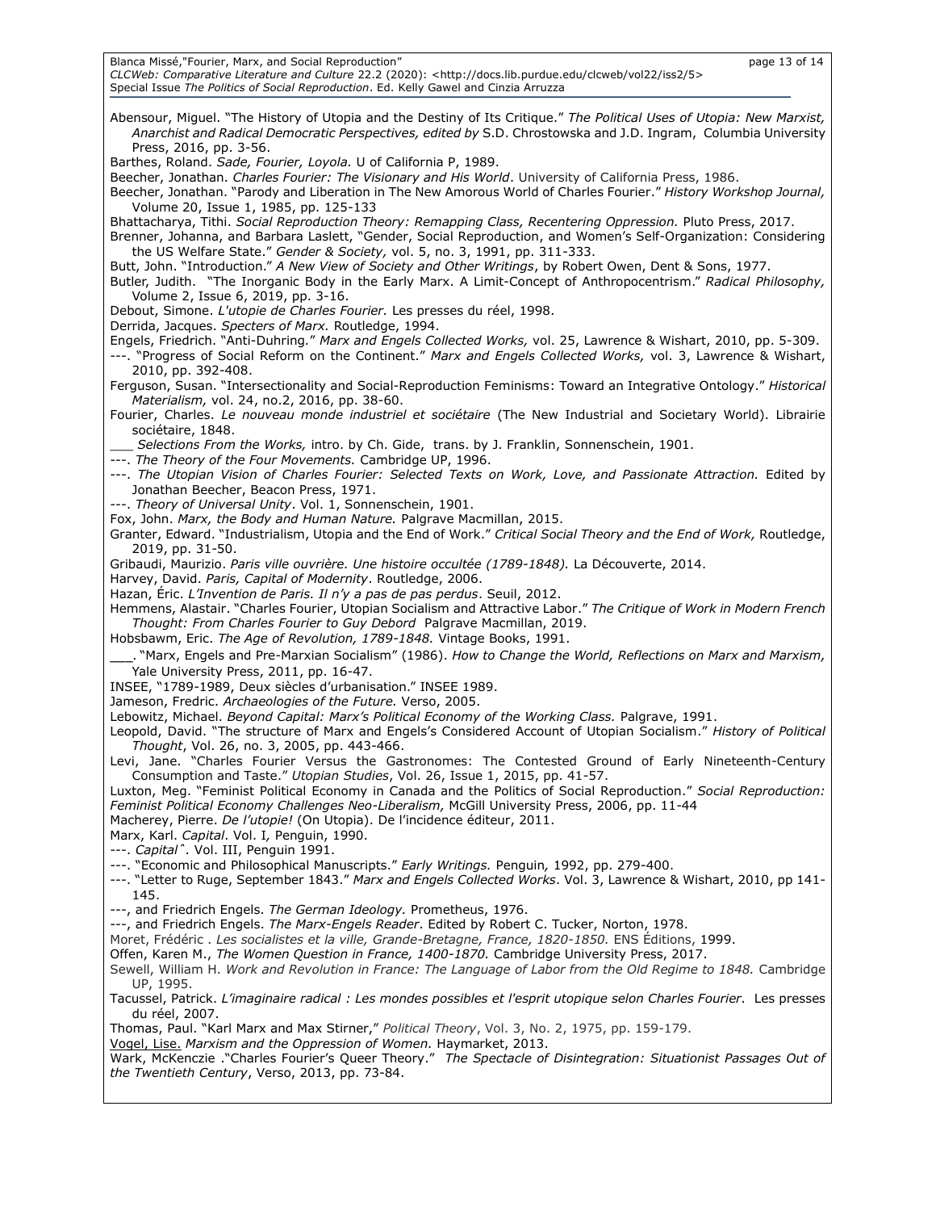Abensour, Miguel. "The History of Utopia and the Destiny of Its Critique." *The Political Uses of Utopia: New Marxist, Anarchist and Radical Democratic Perspectives, edited by* S.D. Chrostowska and J.D. Ingram, Columbia University Press, 2016, pp. 3-56.

Barthes, Roland. *Sade, Fourier, Loyola.* U of California P, 1989.

Beecher, Jonathan. *Charles Fourier: The Visionary and His World*. University of California Press, 1986.

Beecher, Jonathan. "Parody and Liberation in The New Amorous World of Charles Fourier." *History Workshop Journal,* Volume 20, Issue 1, 1985, pp. 125-133

Bhattacharya, Tithi. *Social Reproduction Theory: Remapping Class, Recentering Oppression.* Pluto Press, 2017.

Brenner, Johanna, and Barbara Laslett, "Gender, Social Reproduction, and Women's Self-Organization: Considering the US Welfare State." *Gender & Society,* vol. 5, no. 3, 1991, pp. 311-333.

Butt, John. "Introduction." *A New View of Society and Other Writings*, by Robert Owen, Dent & Sons, 1977.

Butler, Judith. "The Inorganic Body in the Early Marx. A Limit-Concept of Anthropocentrism." *Radical Philosophy,* Volume 2, Issue 6, 2019, pp. 3-16.

Debout, Simone. *L'utopie de Charles Fourier.* Les presses du réel, 1998.

Derrida, Jacques. *Specters of Marx.* Routledge, 1994.

Engels, Friedrich. "Anti-Duhring." *Marx and Engels Collected Works,* vol. 25, Lawrence & Wishart, 2010, pp. 5-309.

---. "Progress of Social Reform on the Continent." *Marx and Engels Collected Works,* vol. 3, Lawrence & Wishart, 2010, pp. 392-408.

Ferguson, Susan. "Intersectionality and Social-Reproduction Feminisms: Toward an Integrative Ontology." *Historical Materialism,* vol. 24, no.2, 2016, pp. 38-60.

Fourier, Charles. *Le nouveau monde industriel et sociétaire* (The New Industrial and Societary World). Librairie sociétaire, 1848.

___ *Selections From the Works,* intro. by Ch. Gide, trans. by J. Franklin, Sonnenschein, 1901.

---. *The Theory of the Four Movements.* Cambridge UP, 1996.

---. *The Utopian Vision of Charles Fourier: Selected Texts on Work, Love, and Passionate Attraction.* Edited by Jonathan Beecher, Beacon Press, 1971.

---. *Theory of Universal Unity*. Vol. 1, Sonnenschein, 1901.

Fox, John. *Marx, the Body and Human Nature.* Palgrave Macmillan, 2015.

Granter, Edward. "Industrialism, Utopia and the End of Work." *Critical Social Theory and the End of Work,* Routledge, 2019, pp. 31-50.

Gribaudi, Maurizio. *Paris ville ouvrière. Une histoire occultée (1789-1848).* La Découverte, 2014.

Harvey, David. *Paris, Capital of Modernity*. Routledge, 2006.

Hazan, Éric. *L'Invention de Paris. Il n'y a pas de pas perdus*. Seuil, 2012.

Hemmens, Alastair. "Charles Fourier, Utopian Socialism and Attractive Labor." *The Critique of Work in Modern French Thought: From Charles Fourier to Guy Debord* Palgrave Macmillan, 2019.

Hobsbawm, Eric. *The Age of Revolution, 1789-1848.* Vintage Books, 1991.

___. "Marx, Engels and Pre-Marxian Socialism" (1986). *How to Change the World, Reflections on Marx and Marxism,* Yale University Press, 2011, pp. 16-47.

INSEE, "1789-1989, Deux siècles d'urbanisation." INSEE 1989.

Jameson, Fredric. *Archaeologies of the Future.* Verso, 2005.

Lebowitz, Michael. *Beyond Capital: Marx's Political Economy of the Working Class.* Palgrave, 1991.

Leopold, David. "The structure of Marx and Engels's Considered Account of Utopian Socialism." *History of Political Thought*, Vol. 26, no. 3, 2005, pp. 443-466.

Levi, Jane. "Charles Fourier Versus the Gastronomes: The Contested Ground of Early Nineteenth-Century Consumption and Taste." *Utopian Studies*, Vol. 26, Issue 1, 2015, pp. 41-57.

Luxton, Meg. "Feminist Political Economy in Canada and the Politics of Social Reproduction." *Social Reproduction: Feminist Political Economy Challenges Neo-Liberalism,* McGill University Press, 2006, pp. 11-44

Macherey, Pierre. *De l'utopie!* (On Utopia). De l'incidence éditeur, 2011.

Marx, Karl. *Capital*. Vol. I*,* Penguin, 1990.

---. *Capital*ˆ. Vol. III, Penguin 1991.

---. "Economic and Philosophical Manuscripts." *Early Writings.* Penguin*,* 1992, pp. 279-400.

---. "Letter to Ruge, September 1843." *Marx and Engels Collected Works*. Vol. 3, Lawrence & Wishart, 2010, pp 141-145.

---, and Friedrich Engels. *The German Ideology.* Prometheus, 1976.

---, and Friedrich Engels. *The Marx-Engels Reader*. Edited by Robert C. Tucker, Norton, 1978.

Moret, Frédéric . *Les socialistes et la ville, Grande-Bretagne, France, 1820-1850.* ENS Éditions, 1999.

Offen, Karen M., *The Women Question in France, 1400-1870.* Cambridge University Press, 2017.

Sewell, William H. *Work and Revolution in France: The Language of Labor from the Old Regime to 1848.* Cambridge UP, 1995.

Tacussel, Patrick. *L'imaginaire radical : Les mondes possibles et l'esprit utopique selon Charles Fourier*. Les presses du réel, 2007.

Thomas, Paul. "Karl Marx and Max Stirner," *Political Theory*, Vol. 3, No. 2, 1975, pp. 159-179.

Vogel, Lise. *Marxism and the Oppression of Women.* Haymarket, 2013.

Wark, McKenczie ."Charles Fourier's Queer Theory." *The Spectacle of Disintegration: Situationist Passages Out of the Twentieth Century*, Verso, 2013, pp. 73-84.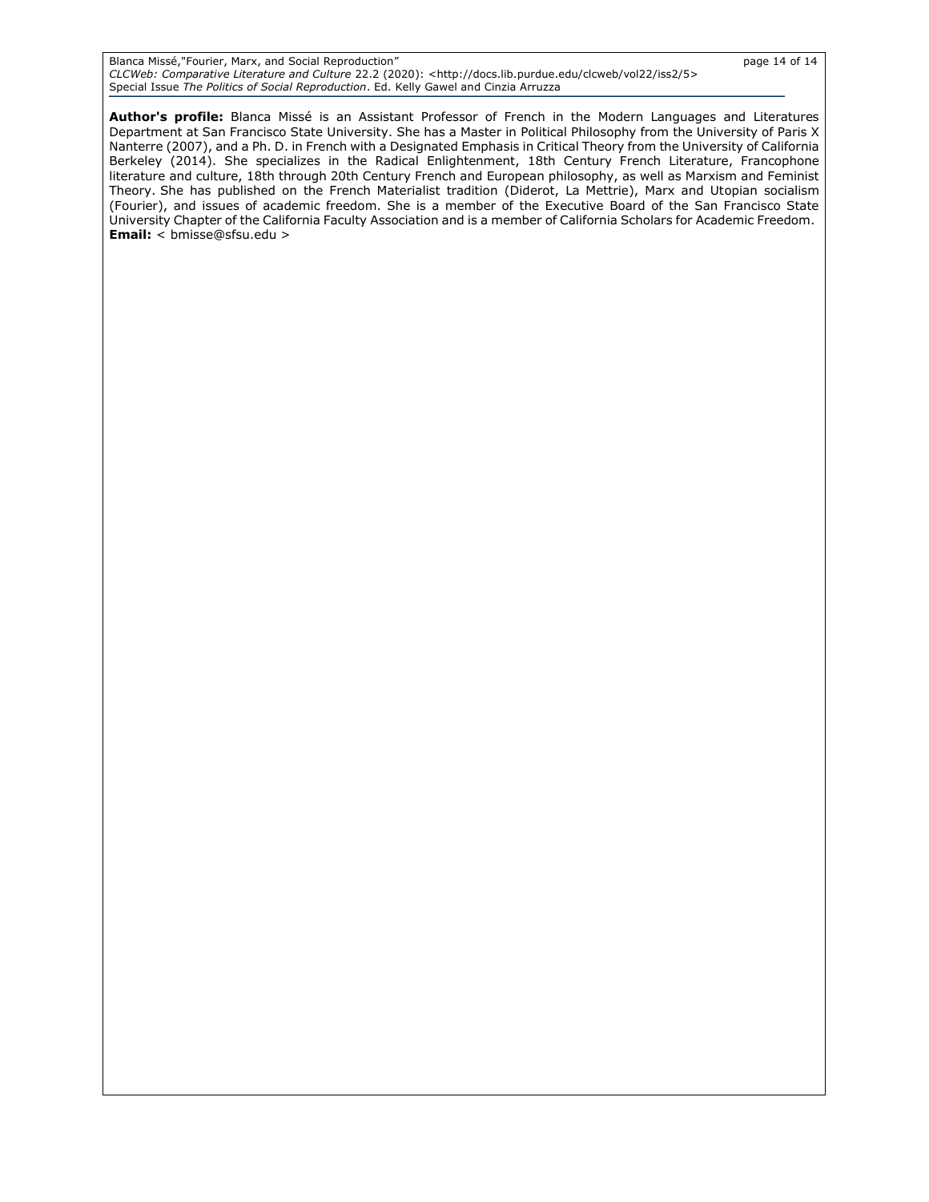**Author's profile:** Blanca Missé is an Assistant Professor of French in the Modern Languages and Literatures Department at San Francisco State University. She has a Master in Political Philosophy from the University of Paris X Nanterre (2007), and a Ph. D. in French with a Designated Emphasis in Critical Theory from the University of California Berkeley (2014). She specializes in the Radical Enlightenment, 18th Century French Literature, Francophone literature and culture, 18th through 20th Century French and European philosophy, as well as Marxism and Feminist Theory. She has published on the French Materialist tradition (Diderot, La Mettrie), Marx and Utopian socialism (Fourier), and issues of academic freedom. She is a member of the Executive Board of the San Francisco State University Chapter of the California Faculty Association and is a member of California Scholars for Academic Freedom.
**Email:** < bmisse@sfsu.edu >